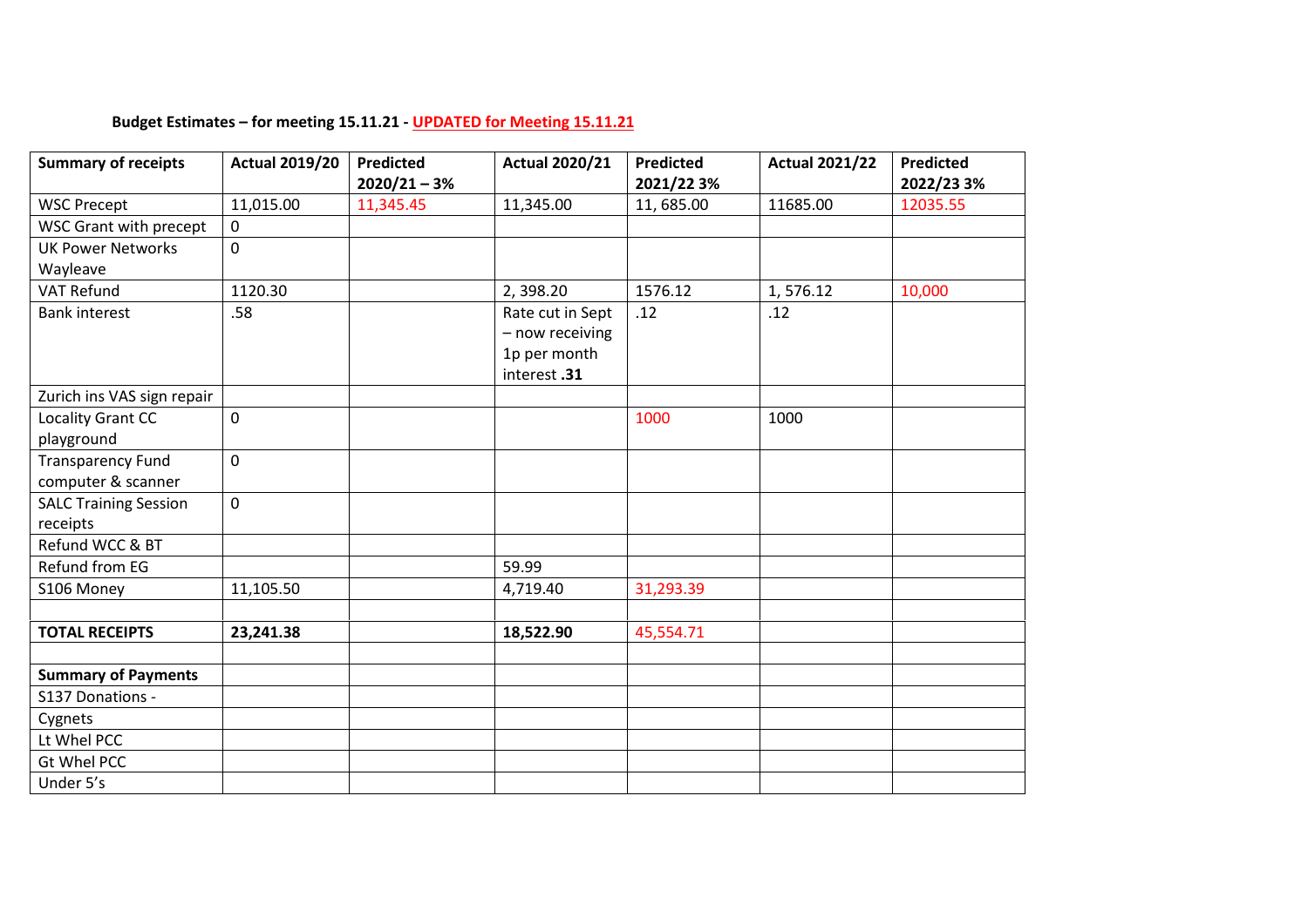**Budget Estimates – for meeting 15.11.21 - UPDATED for Meeting 15.11.21**

| Summary of receipts | Actual 2019/20 | Predicted 2020/21 – 3% | Actual 2020/21 | Predicted 2021/22 3% | Actual 2021/22 | Predicted 2022/23 3% |
|---|---|---|---|---|---|---|
| WSC Precept | 11,015.00 | 11,345.45 | 11,345.00 | 11, 685.00 | 11685.00 | 12035.55 |
| WSC Grant with precept | 0 | | | | | |
| UK Power Networks Wayleave | 0 | | | | | |
| VAT Refund | 1120.30 | | 2, 398.20 | 1576.12 | 1, 576.12 | 10,000 |
| Bank interest | .58 | | Rate cut in Sept – now receiving 1p per month interest **.31** | .12 | .12 | |
| Zurich ins VAS sign repair | | | | | | |
| Locality Grant CC playground | 0 | | | 1000 | 1000 | |
| Transparency Fund computer & scanner | 0 | | | | | |
| SALC Training Session receipts | 0 | | | | | |
| Refund WCC & BT | | | | | | |
| Refund from EG | | | 59.99 | | | |
| S106 Money | 11,105.50 | | 4,719.40 | 31,293.39 | | |
| | | | | | | |
| **TOTAL RECEIPTS** | **23,241.38** | | **18,522.90** | 45,554.71 | | |
| | | | | | | |
| **Summary of Payments** | | | | | | |
| S137 Donations - | | | | | | |
| Cygnets | | | | | | |
| Lt Whel PCC | | | | | | |
| Gt Whel PCC | | | | | | |
| Under 5's | | | | | | |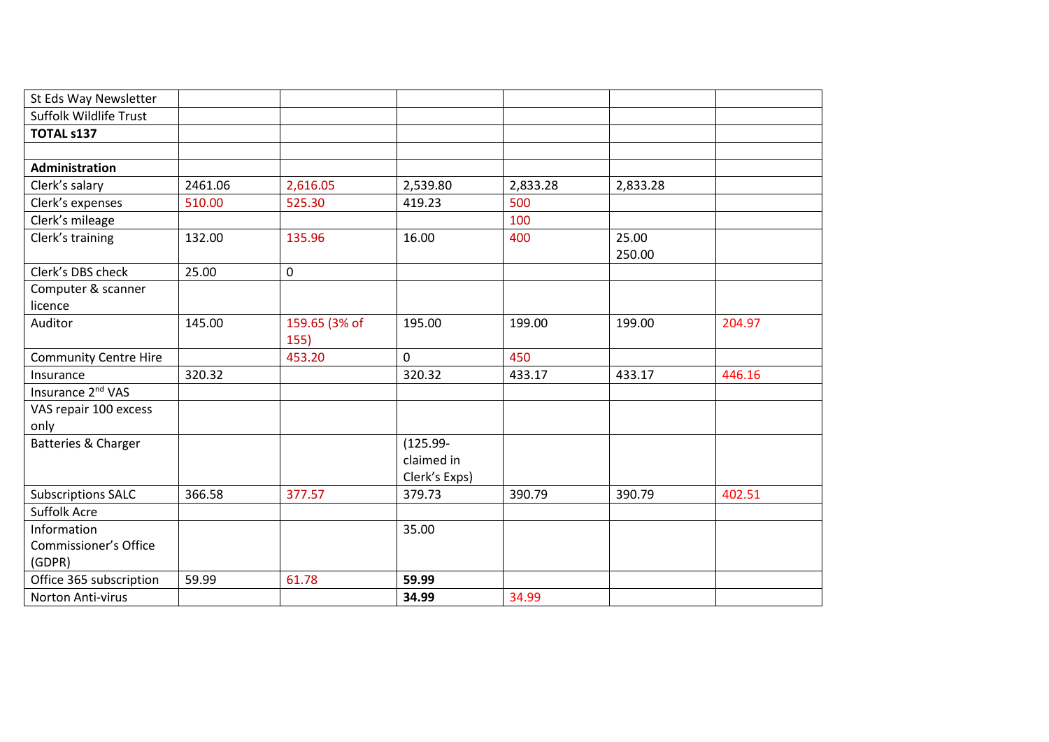| St Eds Way Newsletter | | | | | | |
|---|---|---|---|---|---|---|
| Suffolk Wildlife Trust | | | | | | |
| **TOTAL s137** | | | | | | |
| | | | | | | |
| **Administration** | | | | | | |
| Clerk's salary | 2461.06 | 2,616.05 | 2,539.80 | 2,833.28 | 2,833.28 | |
| Clerk's expenses | 510.00 | 525.30 | 419.23 | 500 | | |
| Clerk's mileage | | | | 100 | | |
| Clerk's training | 132.00 | 135.96 | 16.00 | 400 | 25.00 250.00 | |
| Clerk's DBS check | 25.00 | 0 | | | | |
| Computer & scanner licence | | | | | | |
| Auditor | 145.00 | 159.65 (3% of 155) | 195.00 | 199.00 | 199.00 | 204.97 |
| Community Centre Hire | | 453.20 | 0 | 450 | | |
| Insurance | 320.32 | | 320.32 | 433.17 | 433.17 | 446.16 |
| Insurance 2nd VAS | | | | | | |
| VAS repair 100 excess only | | | | | | |
| Batteries & Charger | | | (125.99- claimed in Clerk's Exps) | | | |
| Subscriptions SALC | 366.58 | 377.57 | 379.73 | 390.79 | 390.79 | 402.51 |
| Suffolk Acre | | | | | | |
| Information Commissioner's Office (GDPR) | | | 35.00 | | | |
| Office 365 subscription | 59.99 | 61.78 | **59.99** | | | |
| Norton Anti-virus | | | **34.99** | 34.99 | | |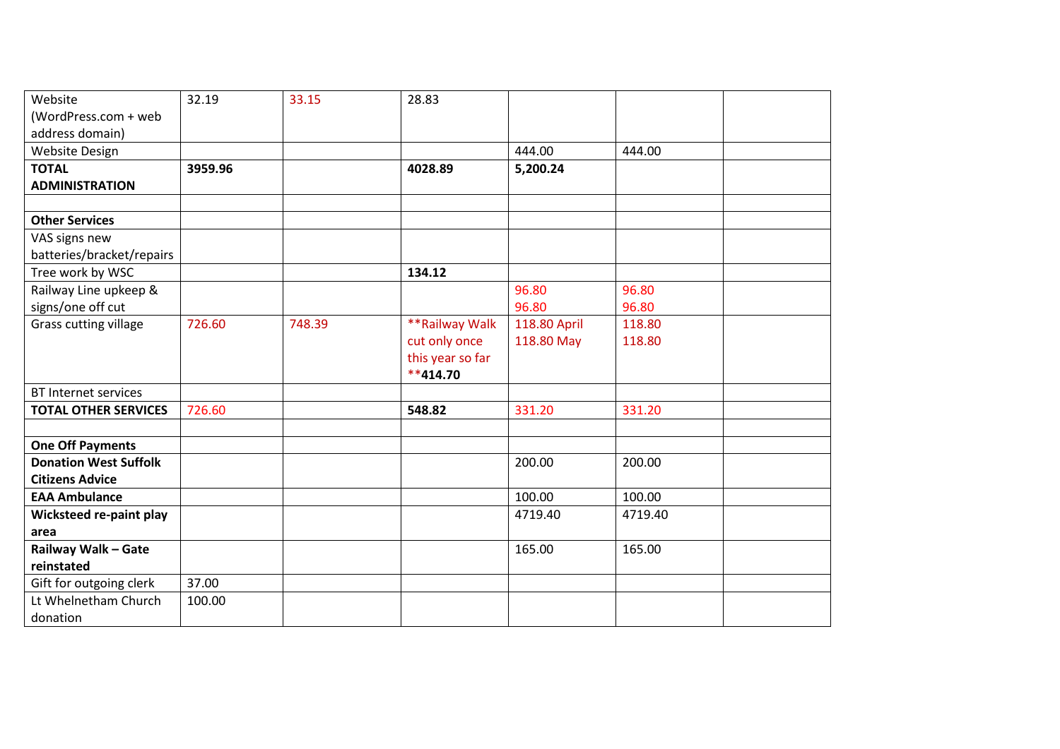| Website (WordPress.com + web address domain) | 32.19 | 33.15 | 28.83 | | | |
|---|---|---|---|---|---|---|
| Website Design | | | | 444.00 | 444.00 | |
| **TOTAL ADMINISTRATION** | **3959.96** | | **4028.89** | **5,200.24** | | |
| | | | | | | |
| **Other Services** | | | | | | |
| VAS signs new batteries/bracket/repairs | | | | | | |
| Tree work by WSC | | | **134.12** | | | |
| Railway Line upkeep & signs/one off cut | | | | 96.80<br>96.80 | 96.80<br>96.80 | |
| Grass cutting village | 726.60 | 748.39 | **Railway Walk cut only once this year so far **414.70** | 118.80 April<br>118.80 May | 118.80<br>118.80 | |
| BT Internet services | | | | | | |
| **TOTAL OTHER SERVICES** | 726.60 | | **548.82** | 331.20 | 331.20 | |
| | | | | | | |
| **One Off Payments** | | | | | | |
| **Donation West Suffolk Citizens Advice** | | | | 200.00 | 200.00 | |
| **EAA Ambulance** | | | | 100.00 | 100.00 | |
| **Wicksteed re-paint play area** | | | | 4719.40 | 4719.40 | |
| **Railway Walk – Gate reinstated** | | | | 165.00 | 165.00 | |
| Gift for outgoing clerk | 37.00 | | | | | |
| Lt Whelnetham Church donation | 100.00 | | | | | |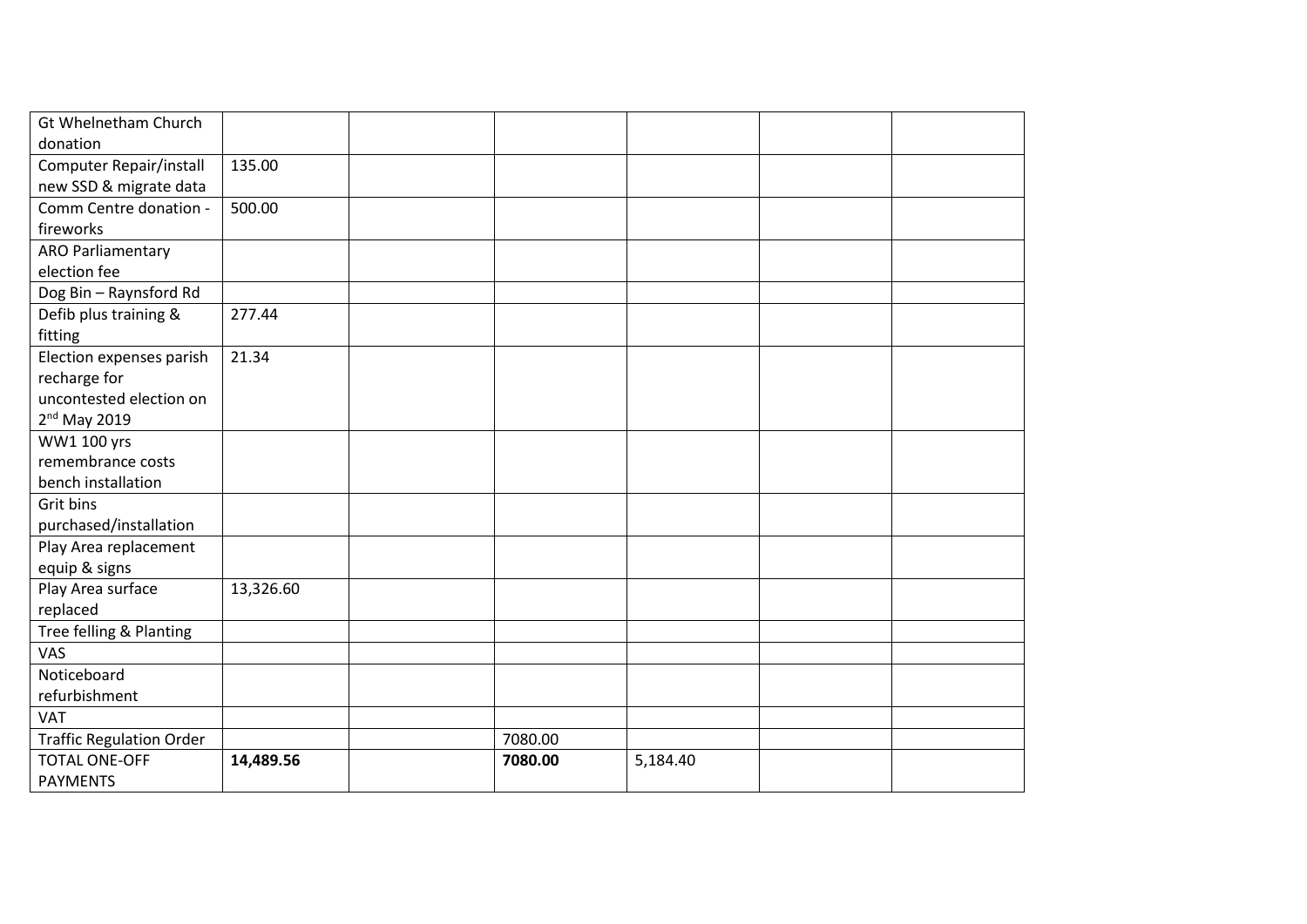| Gt Whelnetham Church donation | | | | | | |
|---|---|---|---|---|---|---|
| Computer Repair/install new SSD & migrate data | 135.00 | | | | | |
| Comm Centre donation - fireworks | 500.00 | | | | | |
| ARO Parliamentary election fee | | | | | | |
| Dog Bin – Raynsford Rd | | | | | | |
| Defib plus training & fitting | 277.44 | | | | | |
| Election expenses parish recharge for uncontested election on 2nd May 2019 | 21.34 | | | | | |
| WW1 100 yrs remembrance costs bench installation | | | | | | |
| Grit bins purchased/installation | | | | | | |
| Play Area replacement equip & signs | | | | | | |
| Play Area surface replaced | 13,326.60 | | | | | |
| Tree felling & Planting | | | | | | |
| VAS | | | | | | |
| Noticeboard refurbishment | | | | | | |
| VAT | | | | | | |
| Traffic Regulation Order | | | 7080.00 | | | |
| TOTAL ONE-OFF PAYMENTS | **14,489.56** | | **7080.00** | 5,184.40 | | |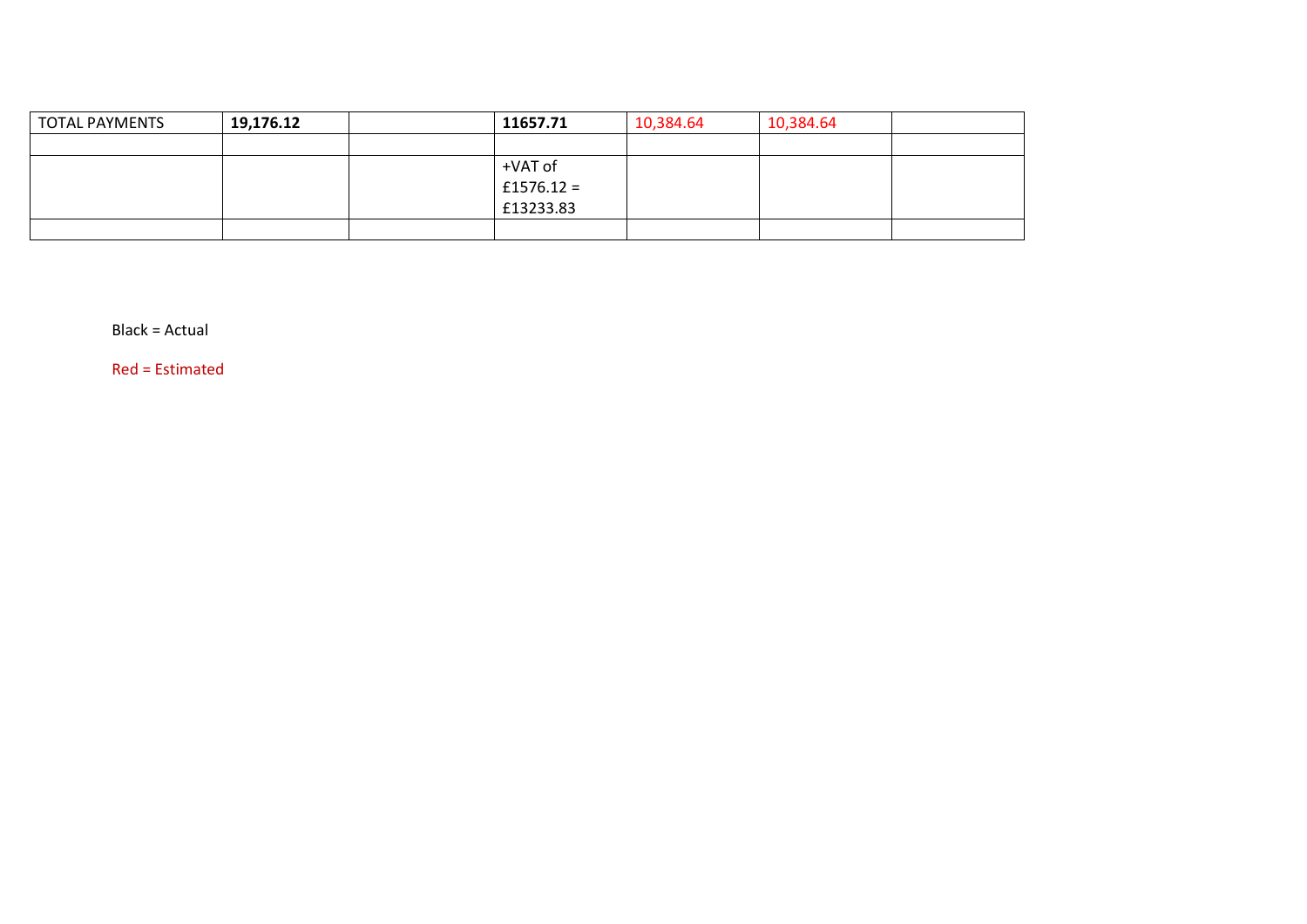| | | | | | | |
|---|---|---|---|---|---|---|
| TOTAL PAYMENTS | **19,176.12** | | **11657.71** | 10,384.64 | 10,384.64 | |
| | | | | | | |
| | | | +VAT of £1576.12 = £13233.83 | | | |
| | | | | | | |

Black = Actual

Red = Estimated